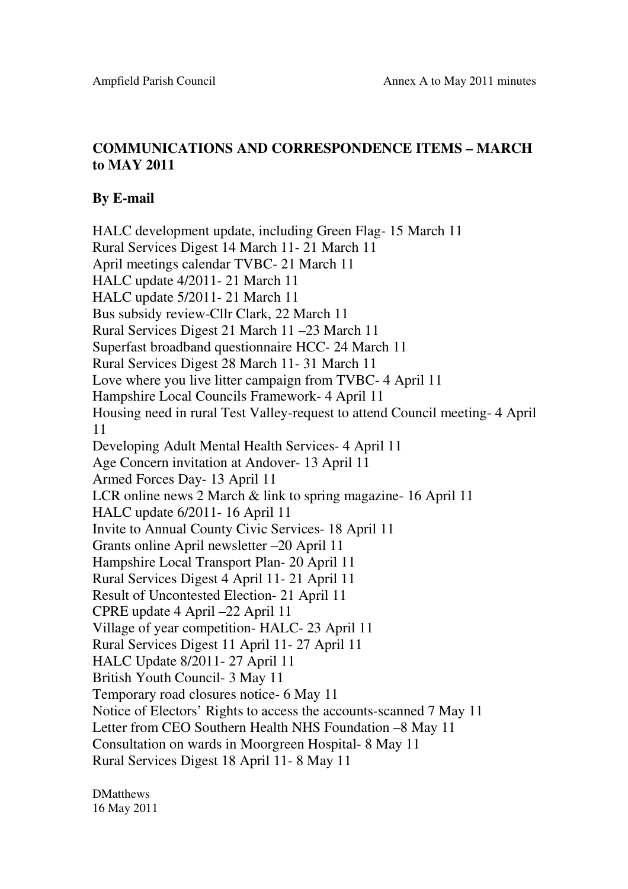## COMMUNICATIONS AND CORRESPONDENCE ITEMS – MARCH to MAY 2011

### By E-mail

HALC development update, including Green Flag- 15 March 11
Rural Services Digest 14 March 11- 21 March 11
April meetings calendar TVBC- 21 March 11
HALC update 4/2011- 21 March 11
HALC update 5/2011- 21 March 11
Bus subsidy review-Cllr Clark, 22 March 11
Rural Services Digest 21 March 11 –23 March 11
Superfast broadband questionnaire HCC- 24 March 11
Rural Services Digest 28 March 11- 31 March 11
Love where you live litter campaign from TVBC- 4 April 11
Hampshire Local Councils Framework- 4 April 11
Housing need in rural Test Valley-request to attend Council meeting- 4 April 11
Developing Adult Mental Health Services- 4 April 11
Age Concern invitation at Andover- 13 April 11
Armed Forces Day- 13 April 11
LCR online news 2 March & link to spring magazine- 16 April 11
HALC update 6/2011- 16 April 11
Invite to Annual County Civic Services- 18 April 11
Grants online April newsletter –20 April 11
Hampshire Local Transport Plan- 20 April 11
Rural Services Digest 4 April 11- 21 April 11
Result of Uncontested Election- 21 April 11
CPRE update 4 April –22 April 11
Village of year competition- HALC- 23 April 11
Rural Services Digest 11 April 11- 27 April 11
HALC Update 8/2011- 27 April 11
British Youth Council- 3 May 11
Temporary road closures notice- 6 May 11
Notice of Electors' Rights to access the accounts-scanned 7 May 11
Letter from CEO Southern Health NHS Foundation –8 May 11
Consultation on wards in Moorgreen Hospital- 8 May 11
Rural Services Digest 18 April 11- 8 May 11

DMatthews
16 May 2011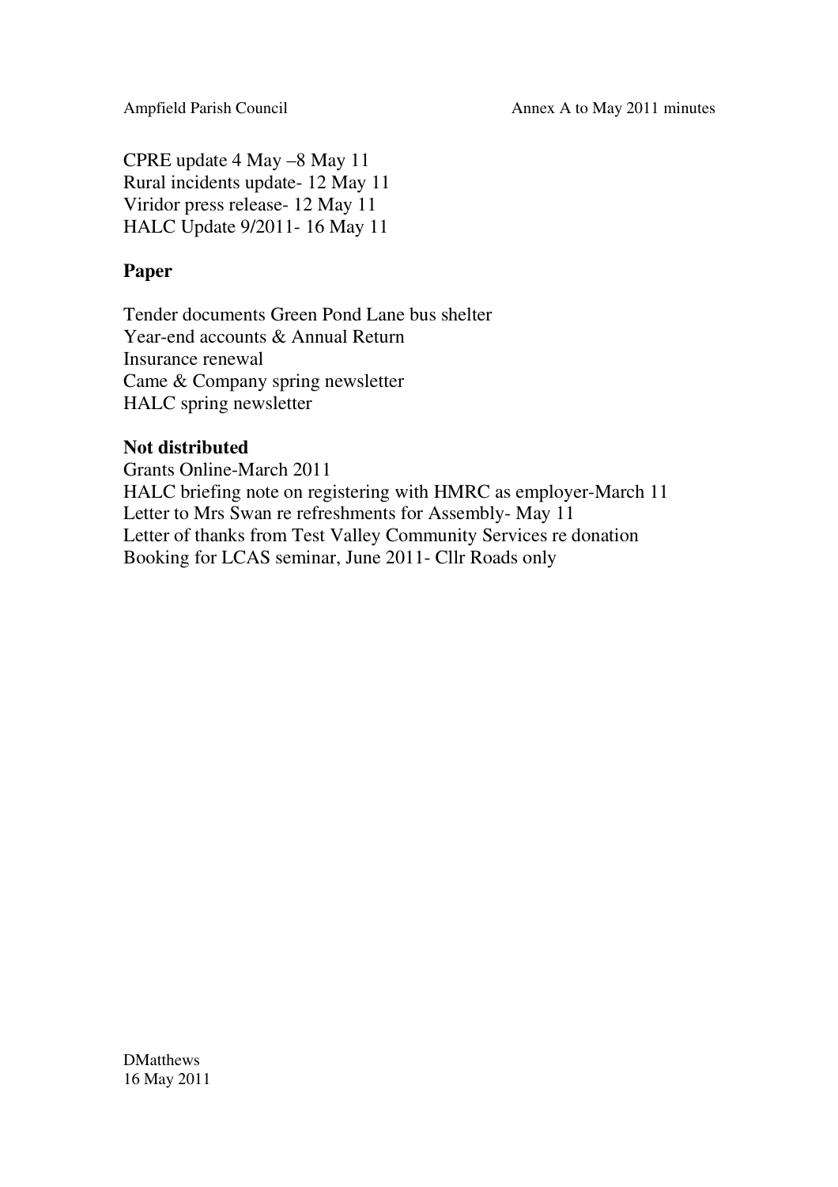CPRE update 4 May –8 May 11
Rural incidents update- 12 May 11
Viridor press release- 12 May 11
HALC Update 9/2011- 16 May 11

## Paper

Tender documents Green Pond Lane bus shelter
Year-end accounts & Annual Return
Insurance renewal
Came & Company spring newsletter
HALC spring newsletter

## Not distributed

Grants Online-March 2011
HALC briefing note on registering with HMRC as employer-March 11
Letter to Mrs Swan re refreshments for Assembly- May 11
Letter of thanks from Test Valley Community Services re donation
Booking for LCAS seminar, June 2011- Cllr Roads only

DMatthews
16 May 2011